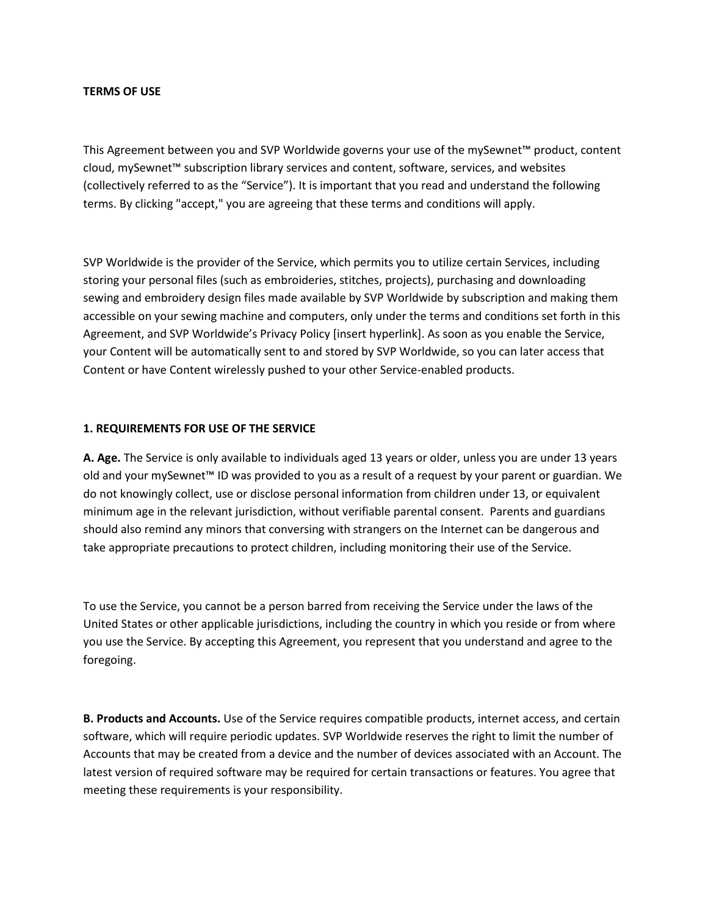**TERMS OF USE**

This Agreement between you and SVP Worldwide governs your use of the mySewnet™ product, content cloud, mySewnet™ subscription library services and content, software, services, and websites (collectively referred to as the "Service"). It is important that you read and understand the following terms. By clicking "accept," you are agreeing that these terms and conditions will apply.

SVP Worldwide is the provider of the Service, which permits you to utilize certain Services, including storing your personal files (such as embroideries, stitches, projects), purchasing and downloading sewing and embroidery design files made available by SVP Worldwide by subscription and making them accessible on your sewing machine and computers, only under the terms and conditions set forth in this Agreement, and SVP Worldwide's Privacy Policy [insert hyperlink]. As soon as you enable the Service, your Content will be automatically sent to and stored by SVP Worldwide, so you can later access that Content or have Content wirelessly pushed to your other Service-enabled products.

**1. REQUIREMENTS FOR USE OF THE SERVICE**

**A. Age.** The Service is only available to individuals aged 13 years or older, unless you are under 13 years old and your mySewnet™ ID was provided to you as a result of a request by your parent or guardian. We do not knowingly collect, use or disclose personal information from children under 13, or equivalent minimum age in the relevant jurisdiction, without verifiable parental consent. Parents and guardians should also remind any minors that conversing with strangers on the Internet can be dangerous and take appropriate precautions to protect children, including monitoring their use of the Service.

To use the Service, you cannot be a person barred from receiving the Service under the laws of the United States or other applicable jurisdictions, including the country in which you reside or from where you use the Service. By accepting this Agreement, you represent that you understand and agree to the foregoing.

**B. Products and Accounts.** Use of the Service requires compatible products, internet access, and certain software, which will require periodic updates. SVP Worldwide reserves the right to limit the number of Accounts that may be created from a device and the number of devices associated with an Account. The latest version of required software may be required for certain transactions or features. You agree that meeting these requirements is your responsibility.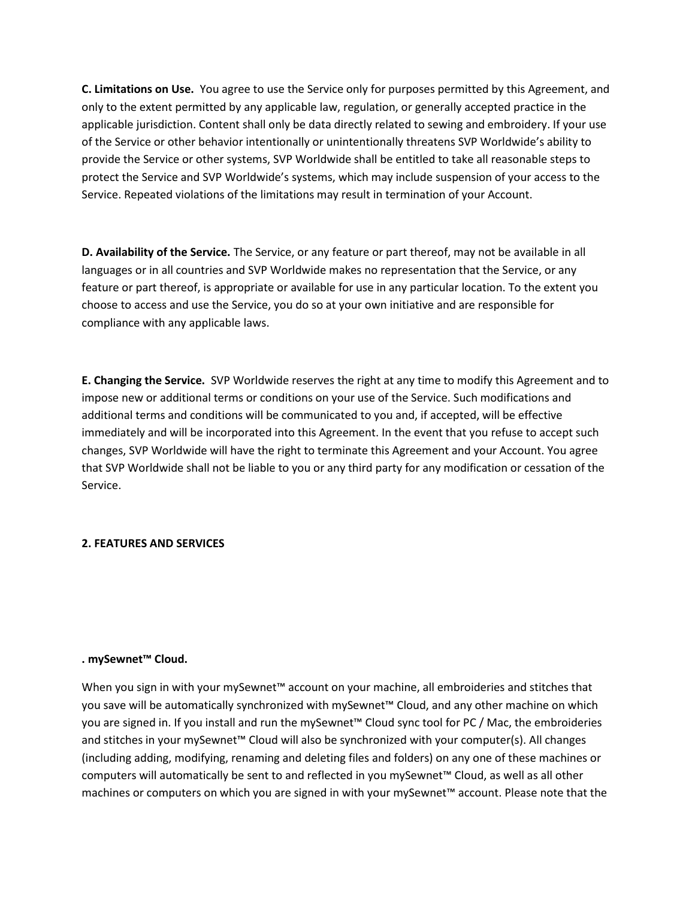**C. Limitations on Use.** You agree to use the Service only for purposes permitted by this Agreement, and only to the extent permitted by any applicable law, regulation, or generally accepted practice in the applicable jurisdiction. Content shall only be data directly related to sewing and embroidery. If your use of the Service or other behavior intentionally or unintentionally threatens SVP Worldwide's ability to provide the Service or other systems, SVP Worldwide shall be entitled to take all reasonable steps to protect the Service and SVP Worldwide's systems, which may include suspension of your access to the Service. Repeated violations of the limitations may result in termination of your Account.

**D. Availability of the Service.** The Service, or any feature or part thereof, may not be available in all languages or in all countries and SVP Worldwide makes no representation that the Service, or any feature or part thereof, is appropriate or available for use in any particular location. To the extent you choose to access and use the Service, you do so at your own initiative and are responsible for compliance with any applicable laws.

**E. Changing the Service.** SVP Worldwide reserves the right at any time to modify this Agreement and to impose new or additional terms or conditions on your use of the Service. Such modifications and additional terms and conditions will be communicated to you and, if accepted, will be effective immediately and will be incorporated into this Agreement. In the event that you refuse to accept such changes, SVP Worldwide will have the right to terminate this Agreement and your Account. You agree that SVP Worldwide shall not be liable to you or any third party for any modification or cessation of the Service.

**2. FEATURES AND SERVICES**

**. mySewnet™ Cloud.**

When you sign in with your mySewnet™ account on your machine, all embroideries and stitches that you save will be automatically synchronized with mySewnet™ Cloud, and any other machine on which you are signed in. If you install and run the mySewnet™ Cloud sync tool for PC / Mac, the embroideries and stitches in your mySewnet™ Cloud will also be synchronized with your computer(s). All changes (including adding, modifying, renaming and deleting files and folders) on any one of these machines or computers will automatically be sent to and reflected in you mySewnet™ Cloud, as well as all other machines or computers on which you are signed in with your mySewnet™ account. Please note that the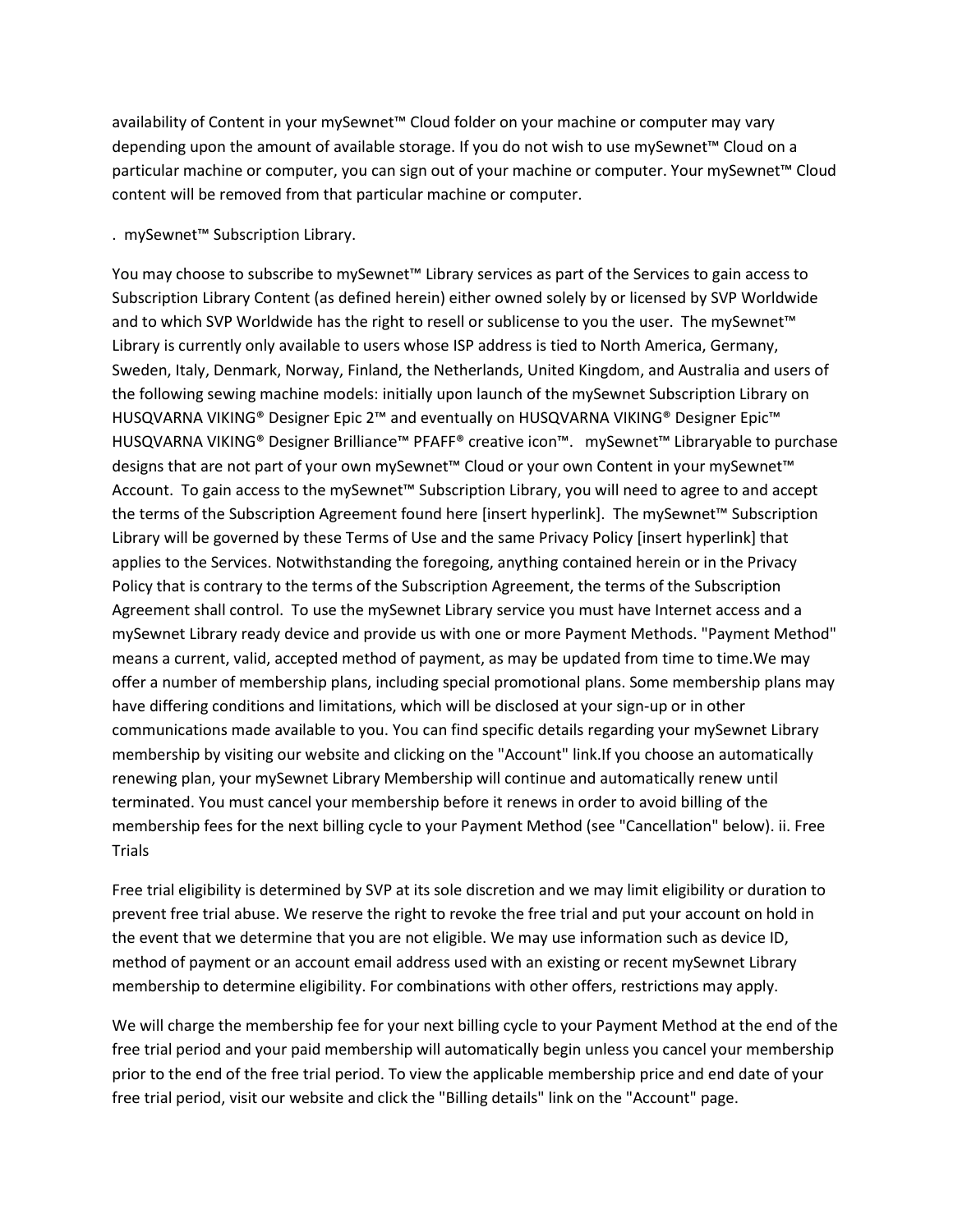availability of Content in your mySewnet™ Cloud folder on your machine or computer may vary depending upon the amount of available storage. If you do not wish to use mySewnet™ Cloud on a particular machine or computer, you can sign out of your machine or computer. Your mySewnet™ Cloud content will be removed from that particular machine or computer.

. mySewnet™ Subscription Library.

You may choose to subscribe to mySewnet™ Library services as part of the Services to gain access to Subscription Library Content (as defined herein) either owned solely by or licensed by SVP Worldwide and to which SVP Worldwide has the right to resell or sublicense to you the user. The mySewnet™ Library is currently only available to users whose ISP address is tied to North America, Germany, Sweden, Italy, Denmark, Norway, Finland, the Netherlands, United Kingdom, and Australia and users of the following sewing machine models: initially upon launch of the mySewnet Subscription Library on HUSQVARNA VIKING® Designer Epic 2™ and eventually on HUSQVARNA VIKING® Designer Epic™ HUSQVARNA VIKING® Designer Brilliance™ PFAFF® creative icon™. mySewnet™ Libraryable to purchase designs that are not part of your own mySewnet™ Cloud or your own Content in your mySewnet™ Account. To gain access to the mySewnet™ Subscription Library, you will need to agree to and accept the terms of the Subscription Agreement found here [insert hyperlink]. The mySewnet™ Subscription Library will be governed by these Terms of Use and the same Privacy Policy [insert hyperlink] that applies to the Services. Notwithstanding the foregoing, anything contained herein or in the Privacy Policy that is contrary to the terms of the Subscription Agreement, the terms of the Subscription Agreement shall control. To use the mySewnet Library service you must have Internet access and a mySewnet Library ready device and provide us with one or more Payment Methods. "Payment Method" means a current, valid, accepted method of payment, as may be updated from time to time.We may offer a number of membership plans, including special promotional plans. Some membership plans may have differing conditions and limitations, which will be disclosed at your sign-up or in other communications made available to you. You can find specific details regarding your mySewnet Library membership by visiting our website and clicking on the "Account" link.If you choose an automatically renewing plan, your mySewnet Library Membership will continue and automatically renew until terminated. You must cancel your membership before it renews in order to avoid billing of the membership fees for the next billing cycle to your Payment Method (see "Cancellation" below). ii. Free Trials

Free trial eligibility is determined by SVP at its sole discretion and we may limit eligibility or duration to prevent free trial abuse. We reserve the right to revoke the free trial and put your account on hold in the event that we determine that you are not eligible. We may use information such as device ID, method of payment or an account email address used with an existing or recent mySewnet Library membership to determine eligibility. For combinations with other offers, restrictions may apply.

We will charge the membership fee for your next billing cycle to your Payment Method at the end of the free trial period and your paid membership will automatically begin unless you cancel your membership prior to the end of the free trial period. To view the applicable membership price and end date of your free trial period, visit our website and click the "Billing details" link on the "Account" page.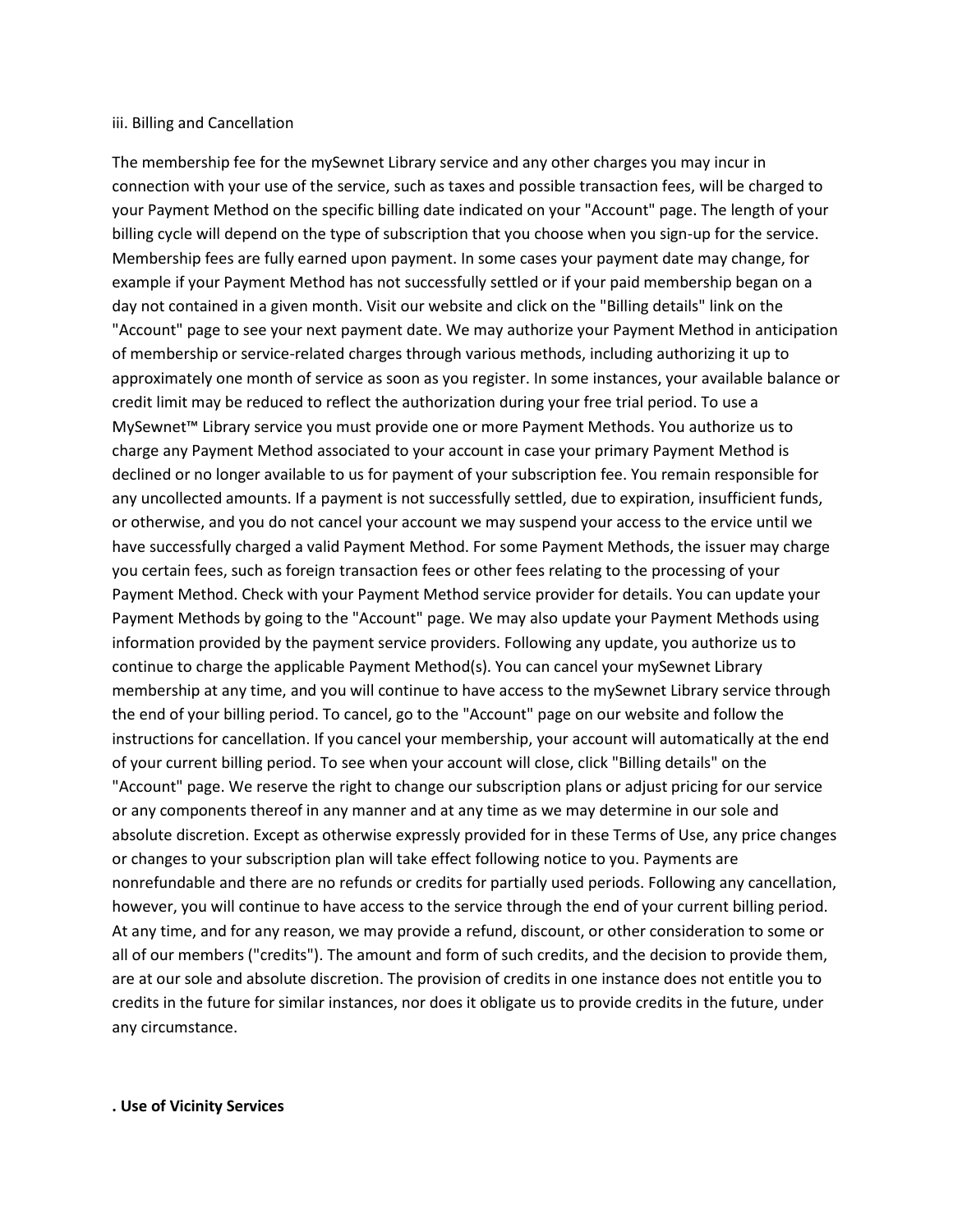iii. Billing and Cancellation

The membership fee for the mySewnet Library service and any other charges you may incur in connection with your use of the service, such as taxes and possible transaction fees, will be charged to your Payment Method on the specific billing date indicated on your "Account" page. The length of your billing cycle will depend on the type of subscription that you choose when you sign-up for the service. Membership fees are fully earned upon payment. In some cases your payment date may change, for example if your Payment Method has not successfully settled or if your paid membership began on a day not contained in a given month. Visit our website and click on the "Billing details" link on the "Account" page to see your next payment date. We may authorize your Payment Method in anticipation of membership or service-related charges through various methods, including authorizing it up to approximately one month of service as soon as you register. In some instances, your available balance or credit limit may be reduced to reflect the authorization during your free trial period. To use a MySewnet™ Library service you must provide one or more Payment Methods. You authorize us to charge any Payment Method associated to your account in case your primary Payment Method is declined or no longer available to us for payment of your subscription fee. You remain responsible for any uncollected amounts. If a payment is not successfully settled, due to expiration, insufficient funds, or otherwise, and you do not cancel your account we may suspend your access to the ervice until we have successfully charged a valid Payment Method. For some Payment Methods, the issuer may charge you certain fees, such as foreign transaction fees or other fees relating to the processing of your Payment Method. Check with your Payment Method service provider for details. You can update your Payment Methods by going to the "Account" page. We may also update your Payment Methods using information provided by the payment service providers. Following any update, you authorize us to continue to charge the applicable Payment Method(s). You can cancel your mySewnet Library membership at any time, and you will continue to have access to the mySewnet Library service through the end of your billing period. To cancel, go to the "Account" page on our website and follow the instructions for cancellation. If you cancel your membership, your account will automatically at the end of your current billing period. To see when your account will close, click "Billing details" on the "Account" page. We reserve the right to change our subscription plans or adjust pricing for our service or any components thereof in any manner and at any time as we may determine in our sole and absolute discretion. Except as otherwise expressly provided for in these Terms of Use, any price changes or changes to your subscription plan will take effect following notice to you. Payments are nonrefundable and there are no refunds or credits for partially used periods. Following any cancellation, however, you will continue to have access to the service through the end of your current billing period. At any time, and for any reason, we may provide a refund, discount, or other consideration to some or all of our members ("credits"). The amount and form of such credits, and the decision to provide them, are at our sole and absolute discretion. The provision of credits in one instance does not entitle you to credits in the future for similar instances, nor does it obligate us to provide credits in the future, under any circumstance.

**. Use of Vicinity Services**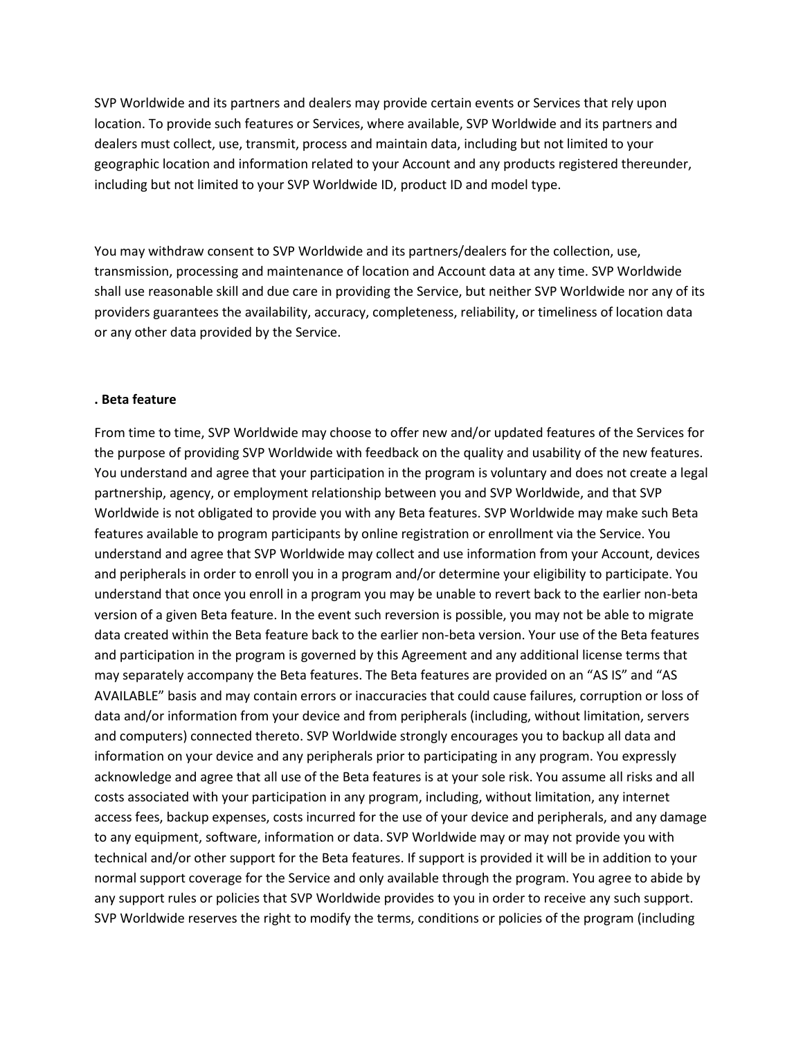SVP Worldwide and its partners and dealers may provide certain events or Services that rely upon location. To provide such features or Services, where available, SVP Worldwide and its partners and dealers must collect, use, transmit, process and maintain data, including but not limited to your geographic location and information related to your Account and any products registered thereunder, including but not limited to your SVP Worldwide ID, product ID and model type.

You may withdraw consent to SVP Worldwide and its partners/dealers for the collection, use, transmission, processing and maintenance of location and Account data at any time. SVP Worldwide shall use reasonable skill and due care in providing the Service, but neither SVP Worldwide nor any of its providers guarantees the availability, accuracy, completeness, reliability, or timeliness of location data or any other data provided by the Service.

**. Beta feature**

From time to time, SVP Worldwide may choose to offer new and/or updated features of the Services for the purpose of providing SVP Worldwide with feedback on the quality and usability of the new features. You understand and agree that your participation in the program is voluntary and does not create a legal partnership, agency, or employment relationship between you and SVP Worldwide, and that SVP Worldwide is not obligated to provide you with any Beta features. SVP Worldwide may make such Beta features available to program participants by online registration or enrollment via the Service. You understand and agree that SVP Worldwide may collect and use information from your Account, devices and peripherals in order to enroll you in a program and/or determine your eligibility to participate. You understand that once you enroll in a program you may be unable to revert back to the earlier non-beta version of a given Beta feature. In the event such reversion is possible, you may not be able to migrate data created within the Beta feature back to the earlier non-beta version. Your use of the Beta features and participation in the program is governed by this Agreement and any additional license terms that may separately accompany the Beta features. The Beta features are provided on an "AS IS" and "AS AVAILABLE" basis and may contain errors or inaccuracies that could cause failures, corruption or loss of data and/or information from your device and from peripherals (including, without limitation, servers and computers) connected thereto. SVP Worldwide strongly encourages you to backup all data and information on your device and any peripherals prior to participating in any program. You expressly acknowledge and agree that all use of the Beta features is at your sole risk. You assume all risks and all costs associated with your participation in any program, including, without limitation, any internet access fees, backup expenses, costs incurred for the use of your device and peripherals, and any damage to any equipment, software, information or data. SVP Worldwide may or may not provide you with technical and/or other support for the Beta features. If support is provided it will be in addition to your normal support coverage for the Service and only available through the program. You agree to abide by any support rules or policies that SVP Worldwide provides to you in order to receive any such support. SVP Worldwide reserves the right to modify the terms, conditions or policies of the program (including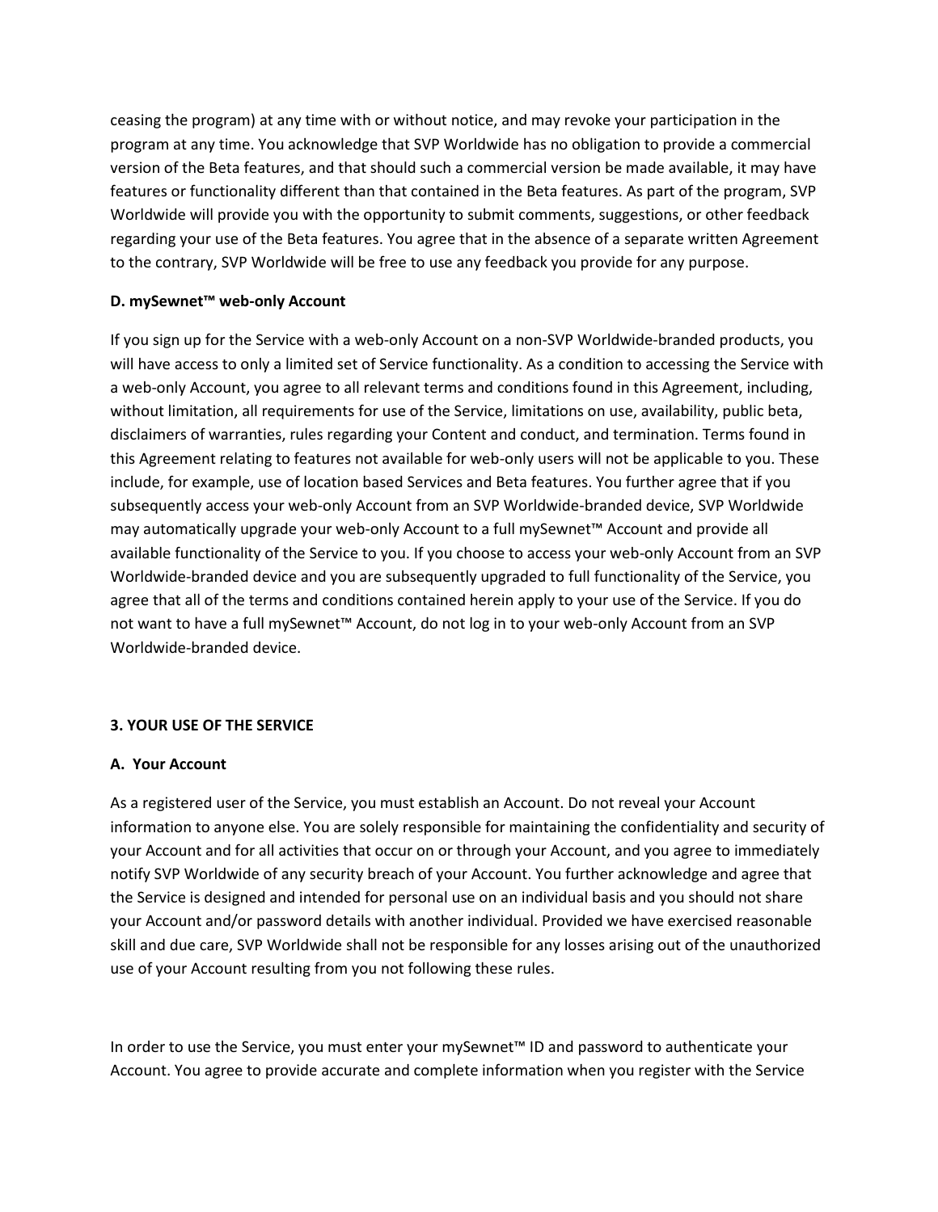ceasing the program) at any time with or without notice, and may revoke your participation in the program at any time. You acknowledge that SVP Worldwide has no obligation to provide a commercial version of the Beta features, and that should such a commercial version be made available, it may have features or functionality different than that contained in the Beta features. As part of the program, SVP Worldwide will provide you with the opportunity to submit comments, suggestions, or other feedback regarding your use of the Beta features. You agree that in the absence of a separate written Agreement to the contrary, SVP Worldwide will be free to use any feedback you provide for any purpose.

**D. mySewnet™ web-only Account**

If you sign up for the Service with a web-only Account on a non-SVP Worldwide-branded products, you will have access to only a limited set of Service functionality. As a condition to accessing the Service with a web-only Account, you agree to all relevant terms and conditions found in this Agreement, including, without limitation, all requirements for use of the Service, limitations on use, availability, public beta, disclaimers of warranties, rules regarding your Content and conduct, and termination. Terms found in this Agreement relating to features not available for web-only users will not be applicable to you. These include, for example, use of location based Services and Beta features. You further agree that if you subsequently access your web-only Account from an SVP Worldwide-branded device, SVP Worldwide may automatically upgrade your web-only Account to a full mySewnet™ Account and provide all available functionality of the Service to you. If you choose to access your web-only Account from an SVP Worldwide-branded device and you are subsequently upgraded to full functionality of the Service, you agree that all of the terms and conditions contained herein apply to your use of the Service. If you do not want to have a full mySewnet™ Account, do not log in to your web-only Account from an SVP Worldwide-branded device.

**3. YOUR USE OF THE SERVICE**

**A. Your Account**

As a registered user of the Service, you must establish an Account. Do not reveal your Account information to anyone else. You are solely responsible for maintaining the confidentiality and security of your Account and for all activities that occur on or through your Account, and you agree to immediately notify SVP Worldwide of any security breach of your Account. You further acknowledge and agree that the Service is designed and intended for personal use on an individual basis and you should not share your Account and/or password details with another individual. Provided we have exercised reasonable skill and due care, SVP Worldwide shall not be responsible for any losses arising out of the unauthorized use of your Account resulting from you not following these rules.

In order to use the Service, you must enter your mySewnet™ ID and password to authenticate your Account. You agree to provide accurate and complete information when you register with the Service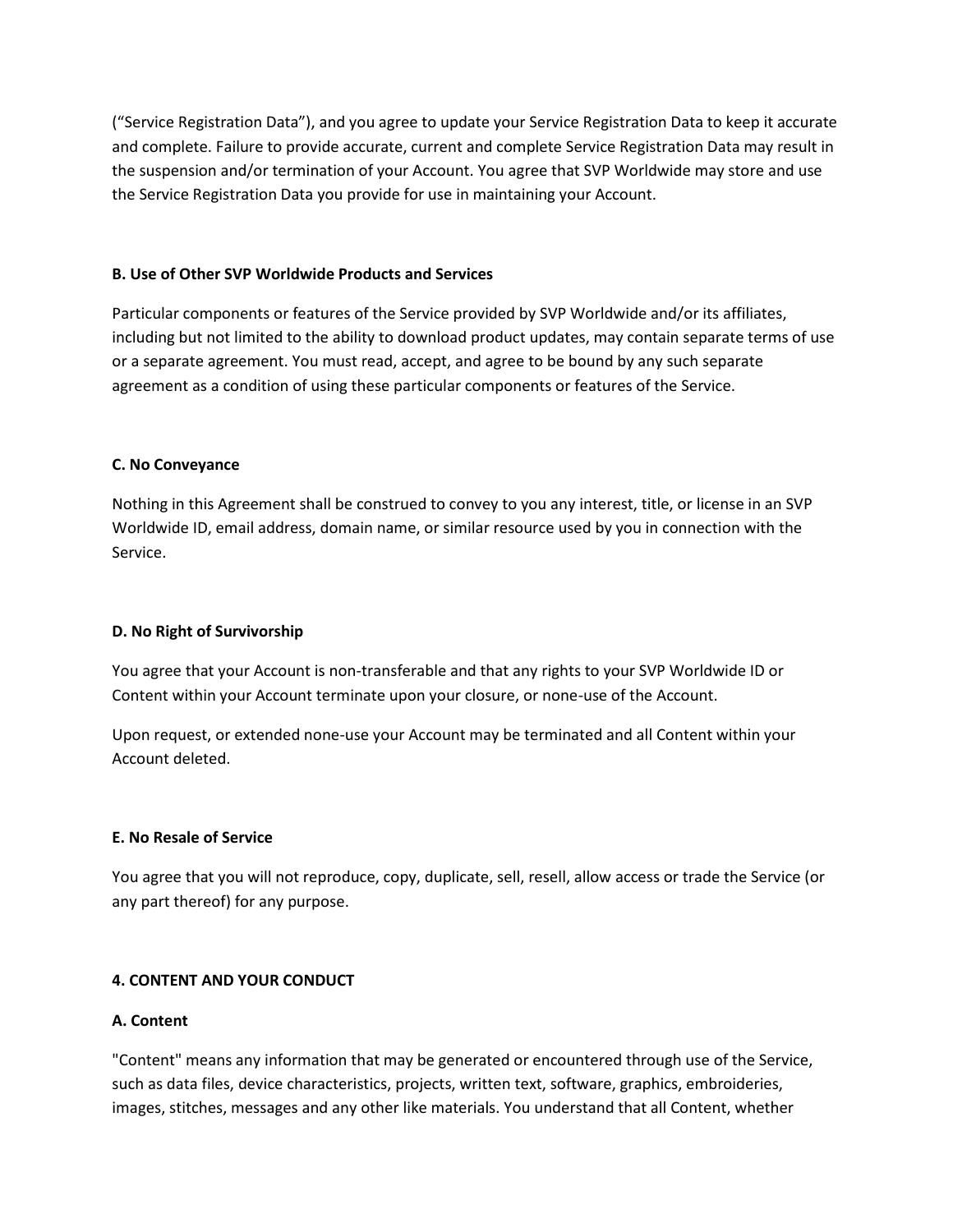(“Service Registration Data”), and you agree to update your Service Registration Data to keep it accurate and complete. Failure to provide accurate, current and complete Service Registration Data may result in the suspension and/or termination of your Account. You agree that SVP Worldwide may store and use the Service Registration Data you provide for use in maintaining your Account.

**B. Use of Other SVP Worldwide Products and Services**

Particular components or features of the Service provided by SVP Worldwide and/or its affiliates, including but not limited to the ability to download product updates, may contain separate terms of use or a separate agreement. You must read, accept, and agree to be bound by any such separate agreement as a condition of using these particular components or features of the Service.

**C. No Conveyance**

Nothing in this Agreement shall be construed to convey to you any interest, title, or license in an SVP Worldwide ID, email address, domain name, or similar resource used by you in connection with the Service.

**D. No Right of Survivorship**

You agree that your Account is non-transferable and that any rights to your SVP Worldwide ID or Content within your Account terminate upon your closure, or none-use of the Account.

Upon request, or extended none-use your Account may be terminated and all Content within your Account deleted.

**E. No Resale of Service**

You agree that you will not reproduce, copy, duplicate, sell, resell, allow access or trade the Service (or any part thereof) for any purpose.

**4. CONTENT AND YOUR CONDUCT**

**A. Content**

"Content" means any information that may be generated or encountered through use of the Service, such as data files, device characteristics, projects, written text, software, graphics, embroideries, images, stitches, messages and any other like materials. You understand that all Content, whether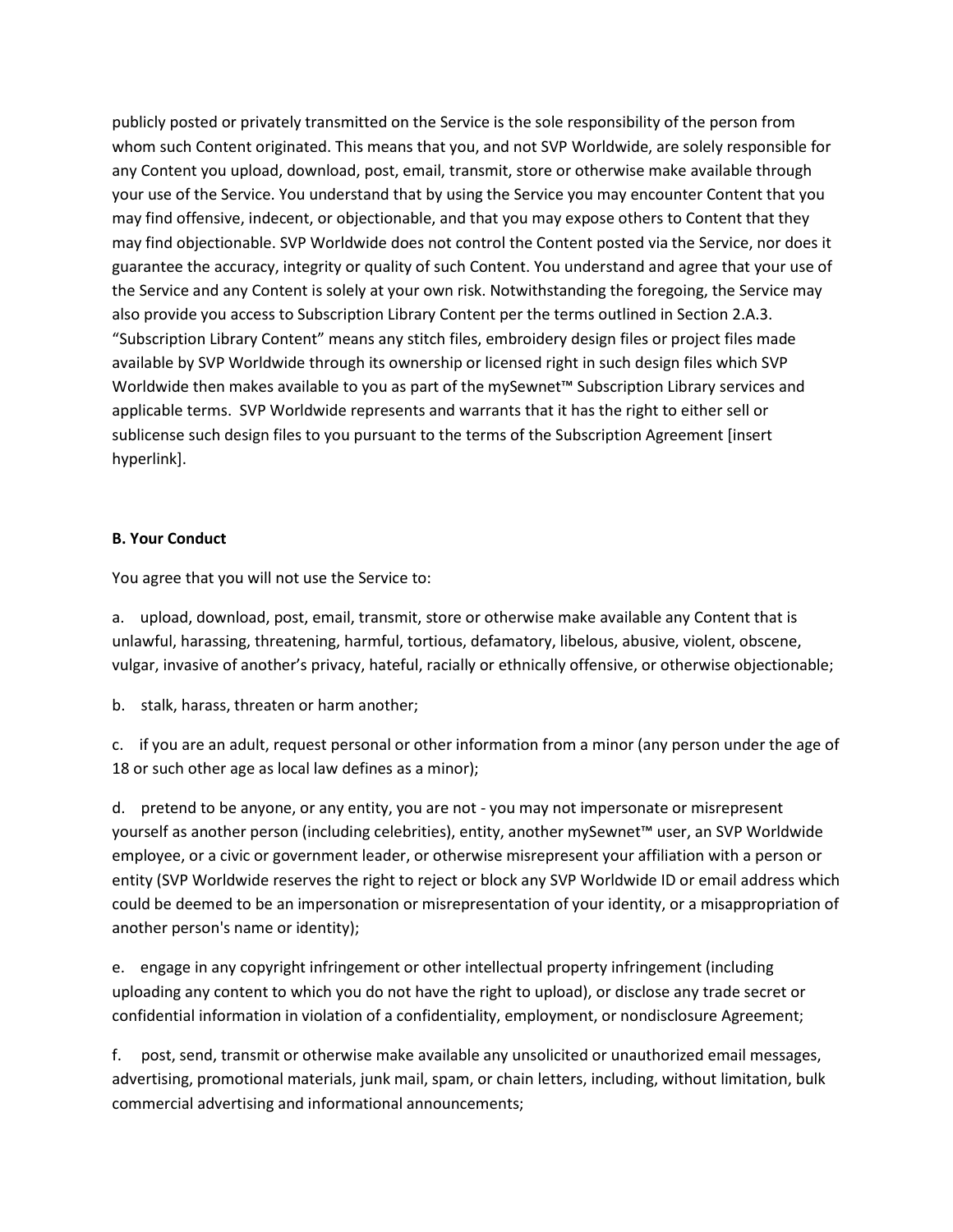publicly posted or privately transmitted on the Service is the sole responsibility of the person from whom such Content originated. This means that you, and not SVP Worldwide, are solely responsible for any Content you upload, download, post, email, transmit, store or otherwise make available through your use of the Service. You understand that by using the Service you may encounter Content that you may find offensive, indecent, or objectionable, and that you may expose others to Content that they may find objectionable. SVP Worldwide does not control the Content posted via the Service, nor does it guarantee the accuracy, integrity or quality of such Content. You understand and agree that your use of the Service and any Content is solely at your own risk. Notwithstanding the foregoing, the Service may also provide you access to Subscription Library Content per the terms outlined in Section 2.A.3. "Subscription Library Content" means any stitch files, embroidery design files or project files made available by SVP Worldwide through its ownership or licensed right in such design files which SVP Worldwide then makes available to you as part of the mySewnet™ Subscription Library services and applicable terms. SVP Worldwide represents and warrants that it has the right to either sell or sublicense such design files to you pursuant to the terms of the Subscription Agreement [insert hyperlink].

**B. Your Conduct**

You agree that you will not use the Service to:

a. upload, download, post, email, transmit, store or otherwise make available any Content that is unlawful, harassing, threatening, harmful, tortious, defamatory, libelous, abusive, violent, obscene, vulgar, invasive of another's privacy, hateful, racially or ethnically offensive, or otherwise objectionable;

b. stalk, harass, threaten or harm another;

c. if you are an adult, request personal or other information from a minor (any person under the age of 18 or such other age as local law defines as a minor);

d. pretend to be anyone, or any entity, you are not - you may not impersonate or misrepresent yourself as another person (including celebrities), entity, another mySewnet™ user, an SVP Worldwide employee, or a civic or government leader, or otherwise misrepresent your affiliation with a person or entity (SVP Worldwide reserves the right to reject or block any SVP Worldwide ID or email address which could be deemed to be an impersonation or misrepresentation of your identity, or a misappropriation of another person's name or identity);

e. engage in any copyright infringement or other intellectual property infringement (including uploading any content to which you do not have the right to upload), or disclose any trade secret or confidential information in violation of a confidentiality, employment, or nondisclosure Agreement;

f. post, send, transmit or otherwise make available any unsolicited or unauthorized email messages, advertising, promotional materials, junk mail, spam, or chain letters, including, without limitation, bulk commercial advertising and informational announcements;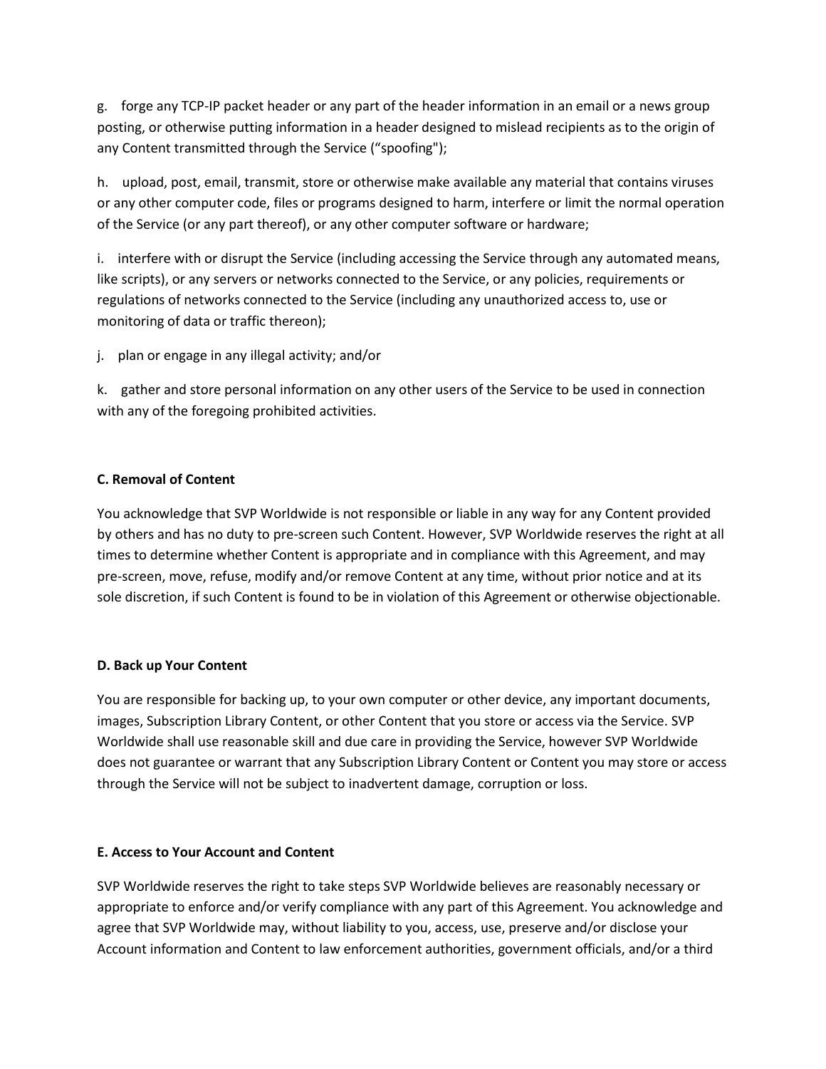g. forge any TCP-IP packet header or any part of the header information in an email or a news group posting, or otherwise putting information in a header designed to mislead recipients as to the origin of any Content transmitted through the Service (“spoofing");

h. upload, post, email, transmit, store or otherwise make available any material that contains viruses or any other computer code, files or programs designed to harm, interfere or limit the normal operation of the Service (or any part thereof), or any other computer software or hardware;

i. interfere with or disrupt the Service (including accessing the Service through any automated means, like scripts), or any servers or networks connected to the Service, or any policies, requirements or regulations of networks connected to the Service (including any unauthorized access to, use or monitoring of data or traffic thereon);

j. plan or engage in any illegal activity; and/or

k. gather and store personal information on any other users of the Service to be used in connection with any of the foregoing prohibited activities.

**C. Removal of Content**

You acknowledge that SVP Worldwide is not responsible or liable in any way for any Content provided by others and has no duty to pre-screen such Content. However, SVP Worldwide reserves the right at all times to determine whether Content is appropriate and in compliance with this Agreement, and may pre-screen, move, refuse, modify and/or remove Content at any time, without prior notice and at its sole discretion, if such Content is found to be in violation of this Agreement or otherwise objectionable.

**D. Back up Your Content**

You are responsible for backing up, to your own computer or other device, any important documents, images, Subscription Library Content, or other Content that you store or access via the Service. SVP Worldwide shall use reasonable skill and due care in providing the Service, however SVP Worldwide does not guarantee or warrant that any Subscription Library Content or Content you may store or access through the Service will not be subject to inadvertent damage, corruption or loss.

**E. Access to Your Account and Content**

SVP Worldwide reserves the right to take steps SVP Worldwide believes are reasonably necessary or appropriate to enforce and/or verify compliance with any part of this Agreement. You acknowledge and agree that SVP Worldwide may, without liability to you, access, use, preserve and/or disclose your Account information and Content to law enforcement authorities, government officials, and/or a third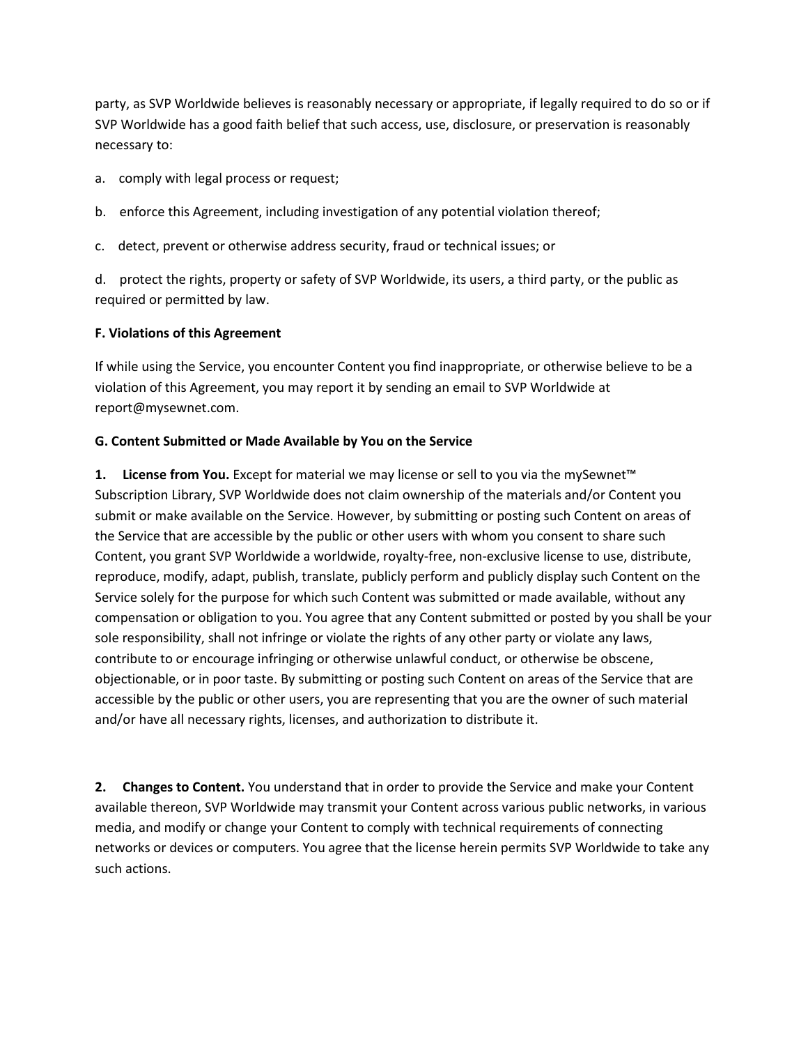party, as SVP Worldwide believes is reasonably necessary or appropriate, if legally required to do so or if SVP Worldwide has a good faith belief that such access, use, disclosure, or preservation is reasonably necessary to:

a. comply with legal process or request;

b. enforce this Agreement, including investigation of any potential violation thereof;

c. detect, prevent or otherwise address security, fraud or technical issues; or

d. protect the rights, property or safety of SVP Worldwide, its users, a third party, or the public as required or permitted by law.

**F. Violations of this Agreement**

If while using the Service, you encounter Content you find inappropriate, or otherwise believe to be a violation of this Agreement, you may report it by sending an email to SVP Worldwide at report@mysewnet.com.

**G. Content Submitted or Made Available by You on the Service**

**1. License from You.** Except for material we may license or sell to you via the mySewnet™ Subscription Library, SVP Worldwide does not claim ownership of the materials and/or Content you submit or make available on the Service. However, by submitting or posting such Content on areas of the Service that are accessible by the public or other users with whom you consent to share such Content, you grant SVP Worldwide a worldwide, royalty-free, non-exclusive license to use, distribute, reproduce, modify, adapt, publish, translate, publicly perform and publicly display such Content on the Service solely for the purpose for which such Content was submitted or made available, without any compensation or obligation to you. You agree that any Content submitted or posted by you shall be your sole responsibility, shall not infringe or violate the rights of any other party or violate any laws, contribute to or encourage infringing or otherwise unlawful conduct, or otherwise be obscene, objectionable, or in poor taste. By submitting or posting such Content on areas of the Service that are accessible by the public or other users, you are representing that you are the owner of such material and/or have all necessary rights, licenses, and authorization to distribute it.

**2. Changes to Content.** You understand that in order to provide the Service and make your Content available thereon, SVP Worldwide may transmit your Content across various public networks, in various media, and modify or change your Content to comply with technical requirements of connecting networks or devices or computers. You agree that the license herein permits SVP Worldwide to take any such actions.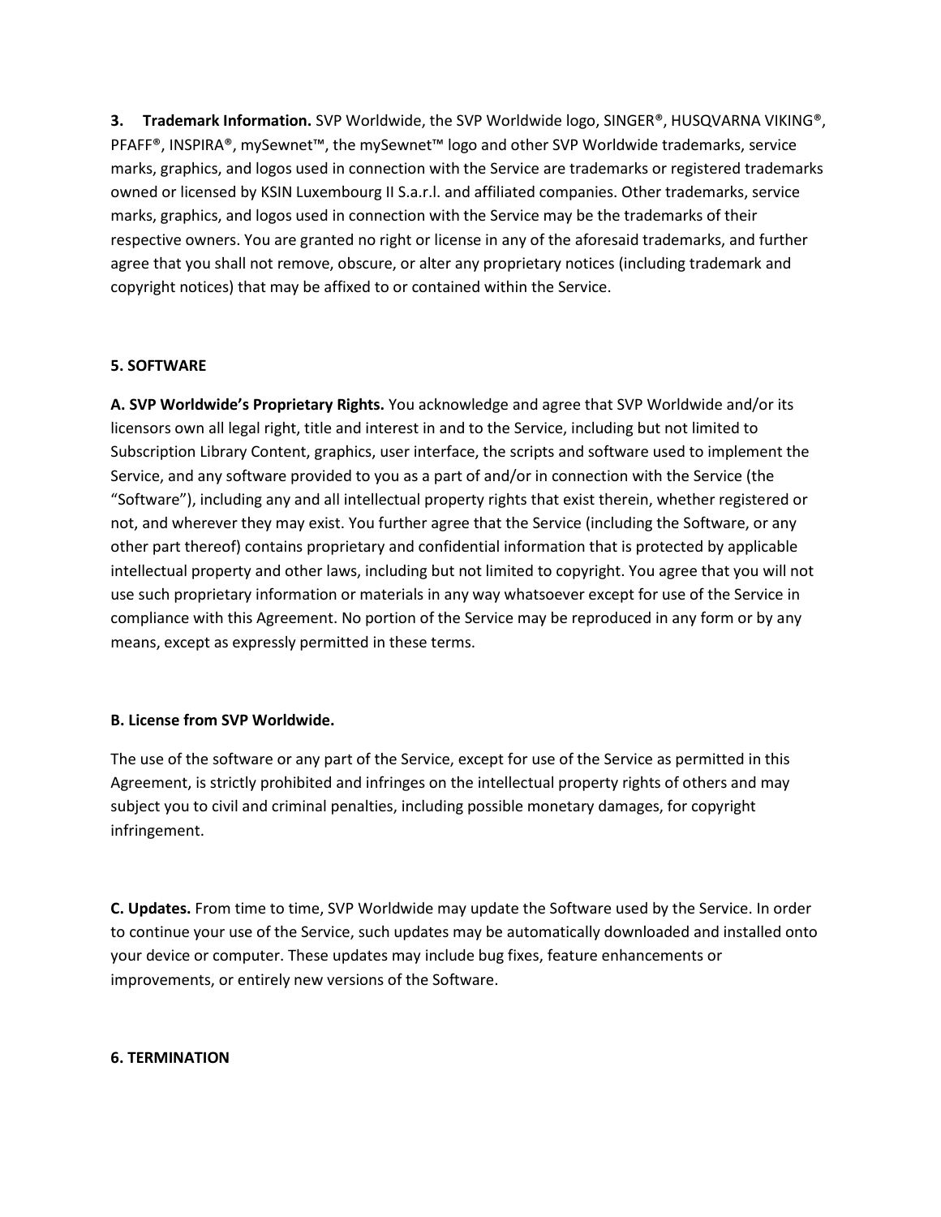**3. Trademark Information.** SVP Worldwide, the SVP Worldwide logo, SINGER®, HUSQVARNA VIKING®, PFAFF®, INSPIRA®, mySewnet™, the mySewnet™ logo and other SVP Worldwide trademarks, service marks, graphics, and logos used in connection with the Service are trademarks or registered trademarks owned or licensed by KSIN Luxembourg II S.a.r.l. and affiliated companies. Other trademarks, service marks, graphics, and logos used in connection with the Service may be the trademarks of their respective owners. You are granted no right or license in any of the aforesaid trademarks, and further agree that you shall not remove, obscure, or alter any proprietary notices (including trademark and copyright notices) that may be affixed to or contained within the Service.

**5. SOFTWARE**

**A. SVP Worldwide's Proprietary Rights.** You acknowledge and agree that SVP Worldwide and/or its licensors own all legal right, title and interest in and to the Service, including but not limited to Subscription Library Content, graphics, user interface, the scripts and software used to implement the Service, and any software provided to you as a part of and/or in connection with the Service (the "Software"), including any and all intellectual property rights that exist therein, whether registered or not, and wherever they may exist. You further agree that the Service (including the Software, or any other part thereof) contains proprietary and confidential information that is protected by applicable intellectual property and other laws, including but not limited to copyright. You agree that you will not use such proprietary information or materials in any way whatsoever except for use of the Service in compliance with this Agreement. No portion of the Service may be reproduced in any form or by any means, except as expressly permitted in these terms.

**B. License from SVP Worldwide.**

The use of the software or any part of the Service, except for use of the Service as permitted in this Agreement, is strictly prohibited and infringes on the intellectual property rights of others and may subject you to civil and criminal penalties, including possible monetary damages, for copyright infringement.

**C. Updates.** From time to time, SVP Worldwide may update the Software used by the Service. In order to continue your use of the Service, such updates may be automatically downloaded and installed onto your device or computer. These updates may include bug fixes, feature enhancements or improvements, or entirely new versions of the Software.

**6. TERMINATION**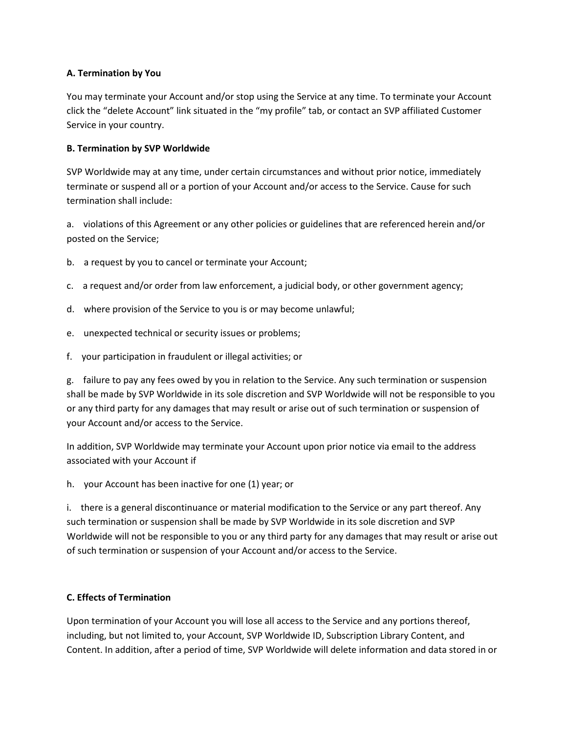**A. Termination by You**

You may terminate your Account and/or stop using the Service at any time. To terminate your Account click the “delete Account” link situated in the “my profile” tab, or contact an SVP affiliated Customer Service in your country.

**B. Termination by SVP Worldwide**

SVP Worldwide may at any time, under certain circumstances and without prior notice, immediately terminate or suspend all or a portion of your Account and/or access to the Service. Cause for such termination shall include:

a. violations of this Agreement or any other policies or guidelines that are referenced herein and/or posted on the Service;

b. a request by you to cancel or terminate your Account;

c. a request and/or order from law enforcement, a judicial body, or other government agency;

d. where provision of the Service to you is or may become unlawful;

e. unexpected technical or security issues or problems;

f. your participation in fraudulent or illegal activities; or

g. failure to pay any fees owed by you in relation to the Service. Any such termination or suspension shall be made by SVP Worldwide in its sole discretion and SVP Worldwide will not be responsible to you or any third party for any damages that may result or arise out of such termination or suspension of your Account and/or access to the Service.

In addition, SVP Worldwide may terminate your Account upon prior notice via email to the address associated with your Account if

h. your Account has been inactive for one (1) year; or

i. there is a general discontinuance or material modification to the Service or any part thereof. Any such termination or suspension shall be made by SVP Worldwide in its sole discretion and SVP Worldwide will not be responsible to you or any third party for any damages that may result or arise out of such termination or suspension of your Account and/or access to the Service.

**C. Effects of Termination**

Upon termination of your Account you will lose all access to the Service and any portions thereof, including, but not limited to, your Account, SVP Worldwide ID, Subscription Library Content, and Content. In addition, after a period of time, SVP Worldwide will delete information and data stored in or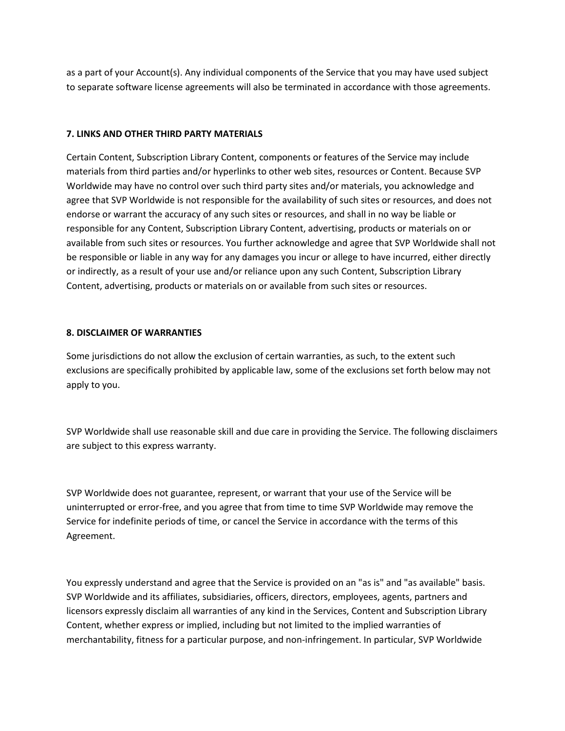as a part of your Account(s). Any individual components of the Service that you may have used subject to separate software license agreements will also be terminated in accordance with those agreements.

**7. LINKS AND OTHER THIRD PARTY MATERIALS**

Certain Content, Subscription Library Content, components or features of the Service may include materials from third parties and/or hyperlinks to other web sites, resources or Content. Because SVP Worldwide may have no control over such third party sites and/or materials, you acknowledge and agree that SVP Worldwide is not responsible for the availability of such sites or resources, and does not endorse or warrant the accuracy of any such sites or resources, and shall in no way be liable or responsible for any Content, Subscription Library Content, advertising, products or materials on or available from such sites or resources. You further acknowledge and agree that SVP Worldwide shall not be responsible or liable in any way for any damages you incur or allege to have incurred, either directly or indirectly, as a result of your use and/or reliance upon any such Content, Subscription Library Content, advertising, products or materials on or available from such sites or resources.

**8. DISCLAIMER OF WARRANTIES**

Some jurisdictions do not allow the exclusion of certain warranties, as such, to the extent such exclusions are specifically prohibited by applicable law, some of the exclusions set forth below may not apply to you.

SVP Worldwide shall use reasonable skill and due care in providing the Service. The following disclaimers are subject to this express warranty.

SVP Worldwide does not guarantee, represent, or warrant that your use of the Service will be uninterrupted or error-free, and you agree that from time to time SVP Worldwide may remove the Service for indefinite periods of time, or cancel the Service in accordance with the terms of this Agreement.

You expressly understand and agree that the Service is provided on an "as is" and "as available" basis. SVP Worldwide and its affiliates, subsidiaries, officers, directors, employees, agents, partners and licensors expressly disclaim all warranties of any kind in the Services, Content and Subscription Library Content, whether express or implied, including but not limited to the implied warranties of merchantability, fitness for a particular purpose, and non-infringement. In particular, SVP Worldwide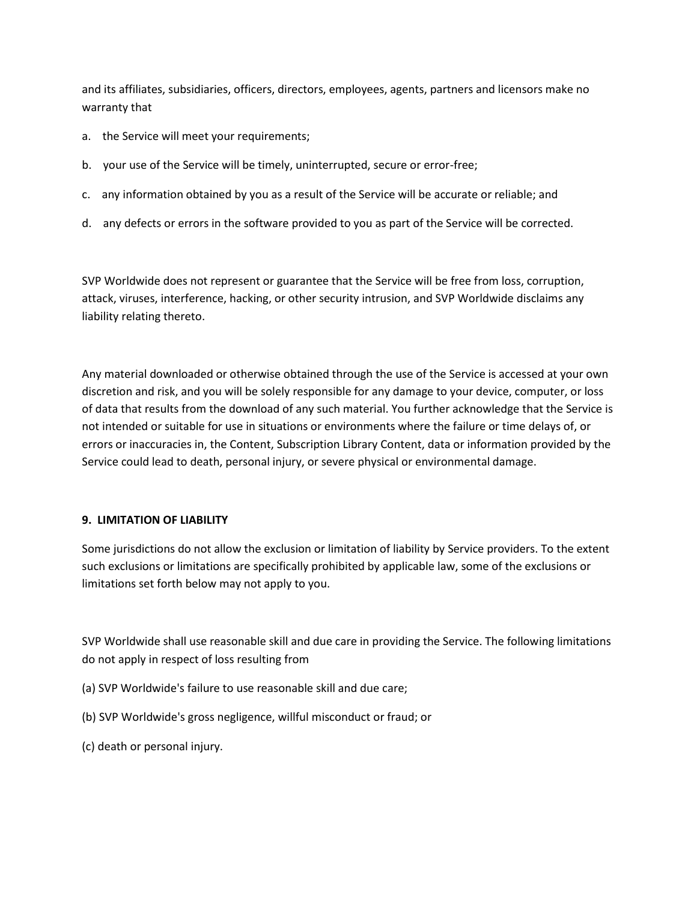and its affiliates, subsidiaries, officers, directors, employees, agents, partners and licensors make no warranty that

a. the Service will meet your requirements;

b. your use of the Service will be timely, uninterrupted, secure or error-free;

c. any information obtained by you as a result of the Service will be accurate or reliable; and

d. any defects or errors in the software provided to you as part of the Service will be corrected.

SVP Worldwide does not represent or guarantee that the Service will be free from loss, corruption, attack, viruses, interference, hacking, or other security intrusion, and SVP Worldwide disclaims any liability relating thereto.

Any material downloaded or otherwise obtained through the use of the Service is accessed at your own discretion and risk, and you will be solely responsible for any damage to your device, computer, or loss of data that results from the download of any such material. You further acknowledge that the Service is not intended or suitable for use in situations or environments where the failure or time delays of, or errors or inaccuracies in, the Content, Subscription Library Content, data or information provided by the Service could lead to death, personal injury, or severe physical or environmental damage.

**9. LIMITATION OF LIABILITY**

Some jurisdictions do not allow the exclusion or limitation of liability by Service providers. To the extent such exclusions or limitations are specifically prohibited by applicable law, some of the exclusions or limitations set forth below may not apply to you.

SVP Worldwide shall use reasonable skill and due care in providing the Service. The following limitations do not apply in respect of loss resulting from

(a) SVP Worldwide's failure to use reasonable skill and due care;

(b) SVP Worldwide's gross negligence, willful misconduct or fraud; or

(c) death or personal injury.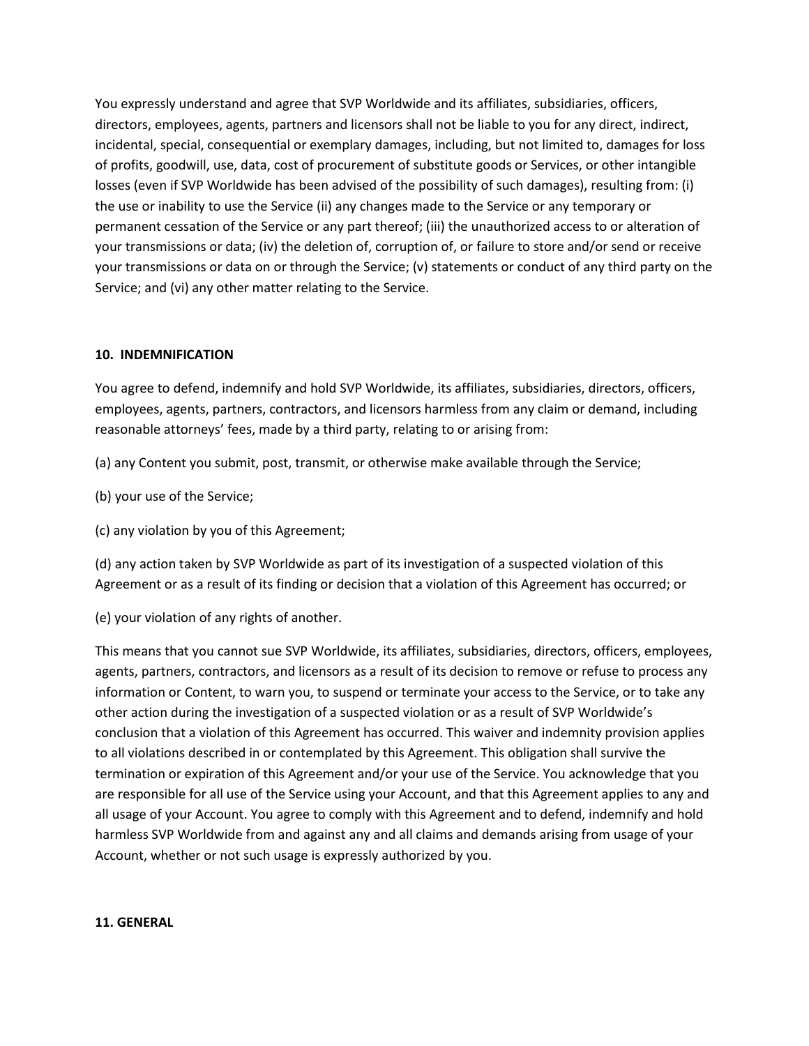You expressly understand and agree that SVP Worldwide and its affiliates, subsidiaries, officers, directors, employees, agents, partners and licensors shall not be liable to you for any direct, indirect, incidental, special, consequential or exemplary damages, including, but not limited to, damages for loss of profits, goodwill, use, data, cost of procurement of substitute goods or Services, or other intangible losses (even if SVP Worldwide has been advised of the possibility of such damages), resulting from: (i) the use or inability to use the Service (ii) any changes made to the Service or any temporary or permanent cessation of the Service or any part thereof; (iii) the unauthorized access to or alteration of your transmissions or data; (iv) the deletion of, corruption of, or failure to store and/or send or receive your transmissions or data on or through the Service; (v) statements or conduct of any third party on the Service; and (vi) any other matter relating to the Service.

**10. INDEMNIFICATION**

You agree to defend, indemnify and hold SVP Worldwide, its affiliates, subsidiaries, directors, officers, employees, agents, partners, contractors, and licensors harmless from any claim or demand, including reasonable attorneys' fees, made by a third party, relating to or arising from:

(a) any Content you submit, post, transmit, or otherwise make available through the Service;

(b) your use of the Service;

(c) any violation by you of this Agreement;

(d) any action taken by SVP Worldwide as part of its investigation of a suspected violation of this Agreement or as a result of its finding or decision that a violation of this Agreement has occurred; or

(e) your violation of any rights of another.

This means that you cannot sue SVP Worldwide, its affiliates, subsidiaries, directors, officers, employees, agents, partners, contractors, and licensors as a result of its decision to remove or refuse to process any information or Content, to warn you, to suspend or terminate your access to the Service, or to take any other action during the investigation of a suspected violation or as a result of SVP Worldwide's conclusion that a violation of this Agreement has occurred. This waiver and indemnity provision applies to all violations described in or contemplated by this Agreement. This obligation shall survive the termination or expiration of this Agreement and/or your use of the Service. You acknowledge that you are responsible for all use of the Service using your Account, and that this Agreement applies to any and all usage of your Account. You agree to comply with this Agreement and to defend, indemnify and hold harmless SVP Worldwide from and against any and all claims and demands arising from usage of your Account, whether or not such usage is expressly authorized by you.

**11. GENERAL**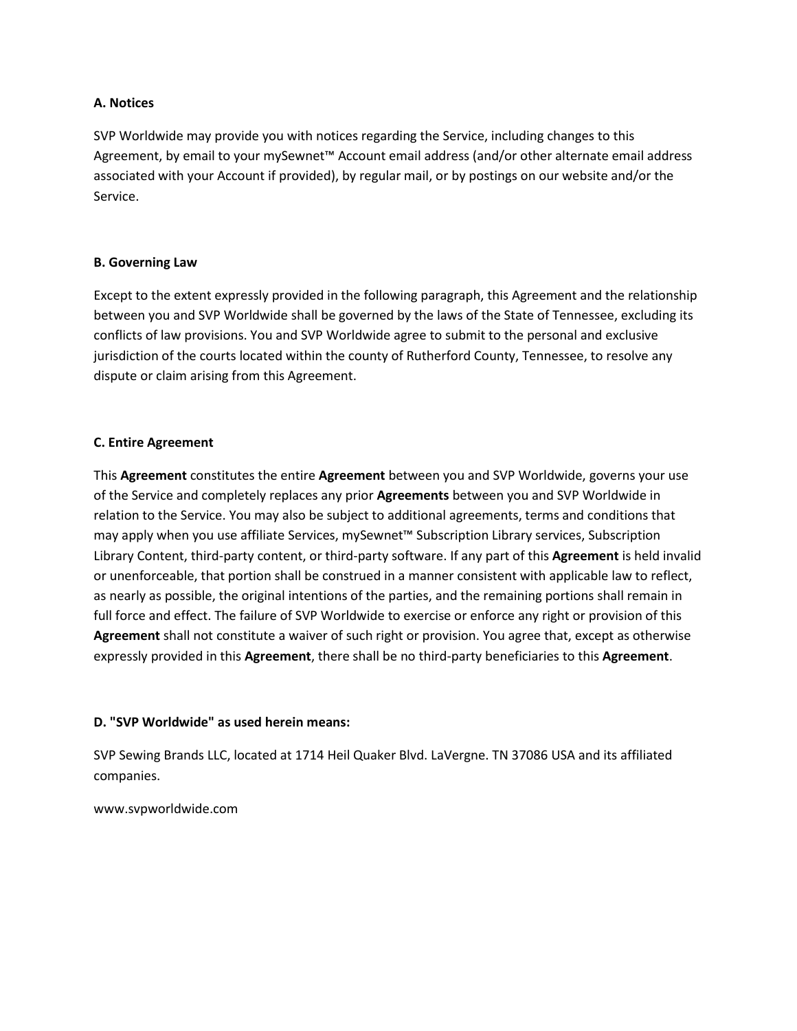**A. Notices**

SVP Worldwide may provide you with notices regarding the Service, including changes to this Agreement, by email to your mySewnet™ Account email address (and/or other alternate email address associated with your Account if provided), by regular mail, or by postings on our website and/or the Service.

**B. Governing Law**

Except to the extent expressly provided in the following paragraph, this Agreement and the relationship between you and SVP Worldwide shall be governed by the laws of the State of Tennessee, excluding its conflicts of law provisions. You and SVP Worldwide agree to submit to the personal and exclusive jurisdiction of the courts located within the county of Rutherford County, Tennessee, to resolve any dispute or claim arising from this Agreement.

**C. Entire Agreement**

This **Agreement** constitutes the entire **Agreement** between you and SVP Worldwide, governs your use of the Service and completely replaces any prior **Agreements** between you and SVP Worldwide in relation to the Service. You may also be subject to additional agreements, terms and conditions that may apply when you use affiliate Services, mySewnet™ Subscription Library services, Subscription Library Content, third-party content, or third-party software. If any part of this **Agreement** is held invalid or unenforceable, that portion shall be construed in a manner consistent with applicable law to reflect, as nearly as possible, the original intentions of the parties, and the remaining portions shall remain in full force and effect. The failure of SVP Worldwide to exercise or enforce any right or provision of this **Agreement** shall not constitute a waiver of such right or provision. You agree that, except as otherwise expressly provided in this **Agreement**, there shall be no third-party beneficiaries to this **Agreement**.

**D. "SVP Worldwide" as used herein means:**

SVP Sewing Brands LLC, located at 1714 Heil Quaker Blvd. LaVergne. TN 37086 USA and its affiliated companies.

www.svpworldwide.com